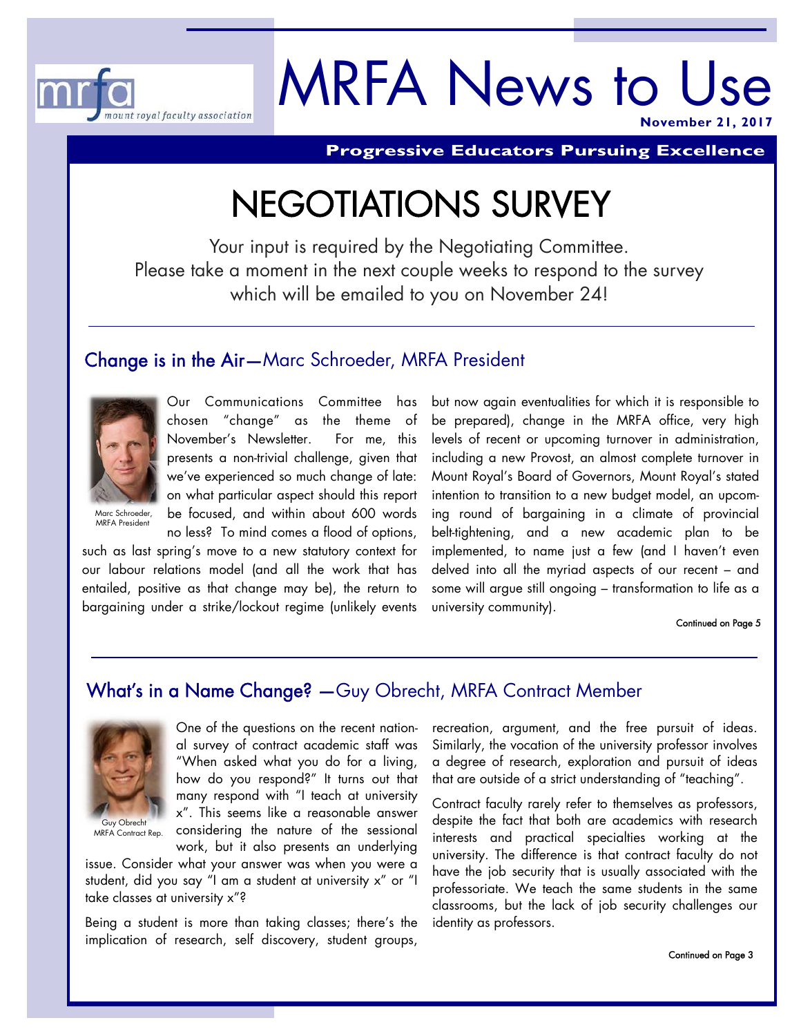mrfa mount royal faculty association

# MRFA News to Use

**November 21, 2017**

**Progressive Educators Pursuing Excellence**

# NEGOTIATIONS SURVEY

Your input is required by the Negotiating Committee.
Please take a moment in the next couple weeks to respond to the survey which will be emailed to you on November 24!

## Change is in the Air—Marc Schroeder, MRFA President

Marc Schroeder, MRFA President

Our Communications Committee has chosen "change" as the theme of November's Newsletter. For me, this presents a non-trivial challenge, given that we've experienced so much change of late: on what particular aspect should this report be focused, and within about 600 words no less? To mind comes a flood of options, such as last spring's move to a new statutory context for our labour relations model (and all the work that has entailed, positive as that change may be), the return to bargaining under a strike/lockout regime (unlikely events but now again eventualities for which it is responsible to be prepared), change in the MRFA office, very high levels of recent or upcoming turnover in administration, including a new Provost, an almost complete turnover in Mount Royal's Board of Governors, Mount Royal's stated intention to transition to a new budget model, an upcoming round of bargaining in a climate of provincial belt-tightening, and a new academic plan to be implemented, to name just a few (and I haven't even delved into all the myriad aspects of our recent – and some will argue still ongoing – transformation to life as a university community).

Continued on Page 5

## What's in a Name Change? —Guy Obrecht, MRFA Contract Member

Guy Obrecht MRFA Contract Rep.

One of the questions on the recent national survey of contract academic staff was "When asked what you do for a living, how do you respond?" It turns out that many respond with "I teach at university x". This seems like a reasonable answer considering the nature of the sessional work, but it also presents an underlying issue. Consider what your answer was when you were a student, did you say "I am a student at university x" or "I take classes at university x"?

Being a student is more than taking classes; there's the implication of research, self discovery, student groups, recreation, argument, and the free pursuit of ideas. Similarly, the vocation of the university professor involves a degree of research, exploration and pursuit of ideas that are outside of a strict understanding of "teaching".

Contract faculty rarely refer to themselves as professors, despite the fact that both are academics with research interests and practical specialties working at the university. The difference is that contract faculty do not have the job security that is usually associated with the professoriate. We teach the same students in the same classrooms, but the lack of job security challenges our identity as professors.

Continued on Page 3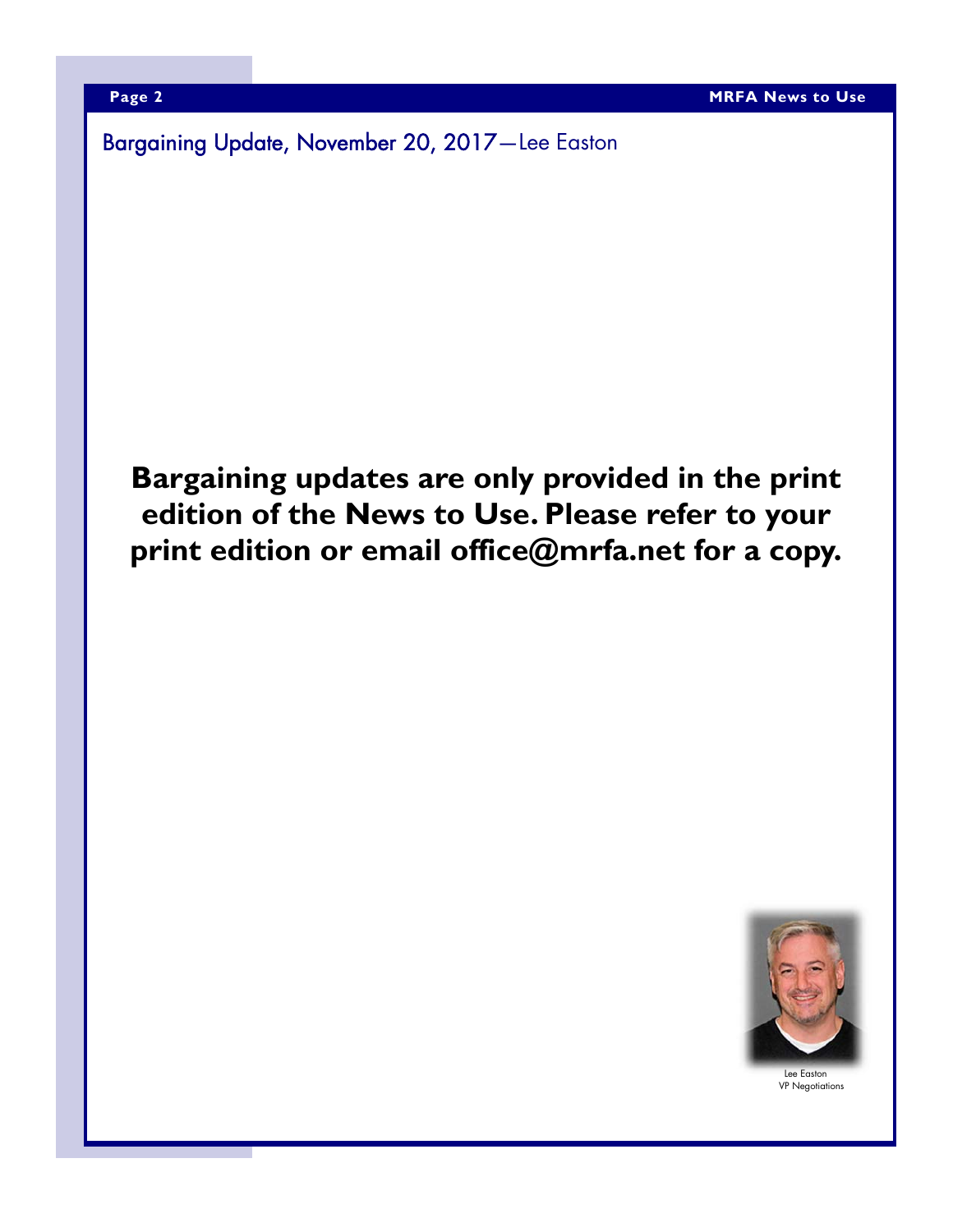## Bargaining Update, November 20, 2017—Lee Easton

**Bargaining updates are only provided in the print edition of the News to Use. Please refer to your print edition or email office@mrfa.net for a copy.**

Lee Easton
VP Negotiations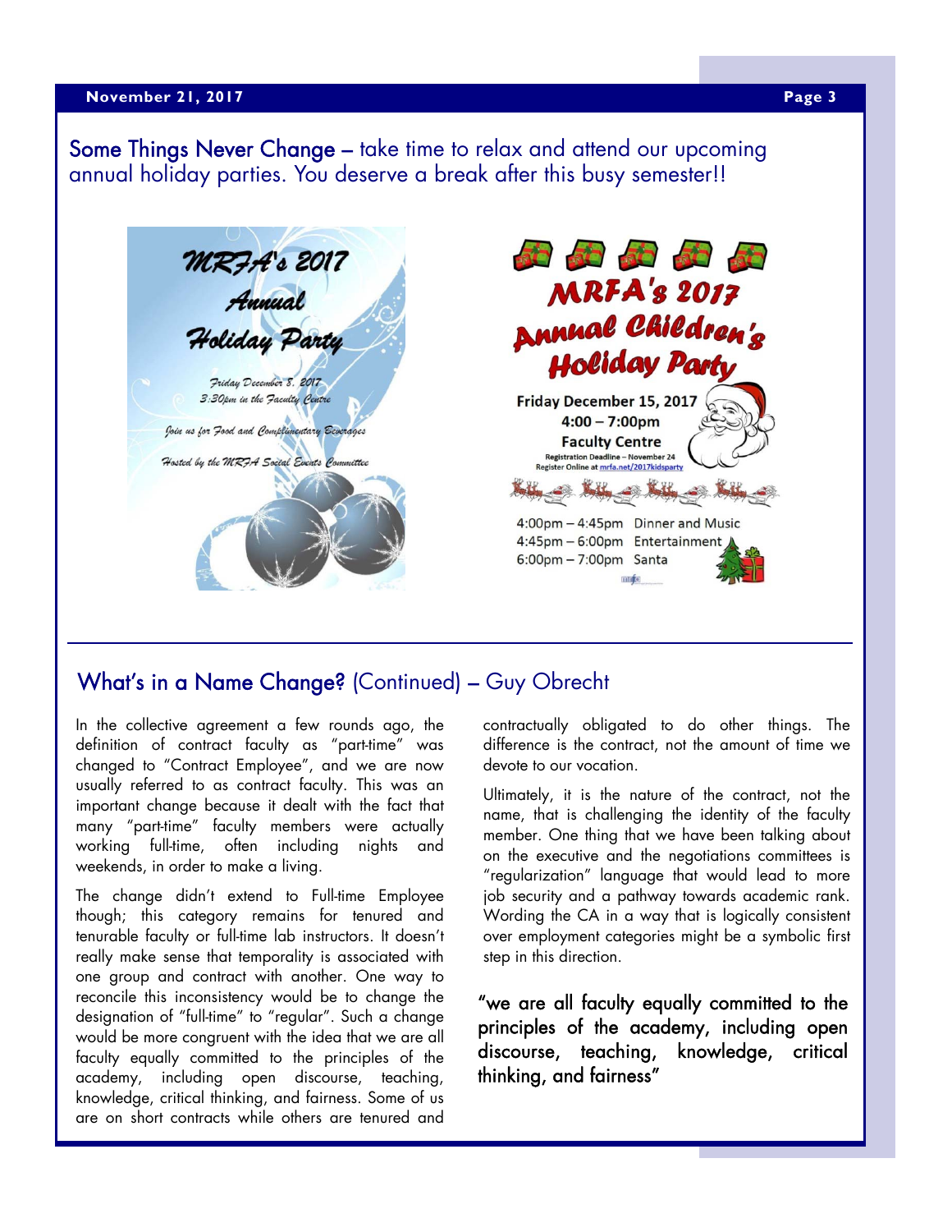## Some Things Never Change – take time to relax and attend our upcoming annual holiday parties. You deserve a break after this busy semester!!

**MRFA's 2017 Annual Holiday Party**

Friday December 8, 2017
3:30pm in the Faculty Centre

Join us for Food and Complimentary Beverages

Hosted by the MRFA Social Events Committee

**MRFA's 2017 Annual Children's Holiday Party**

**Friday December 15, 2017**
**4:00 – 7:00pm**
**Faculty Centre**
Registration Deadline – November 24
Register Online at mrfa.net/2017kidsparty

4:00pm – 4:45pm Dinner and Music
4:45pm – 6:00pm Entertainment
6:00pm – 7:00pm Santa

## What's in a Name Change? (Continued) – Guy Obrecht

In the collective agreement a few rounds ago, the definition of contract faculty as "part-time" was changed to "Contract Employee", and we are now usually referred to as contract faculty. This was an important change because it dealt with the fact that many "part-time" faculty members were actually working full-time, often including nights and weekends, in order to make a living.

The change didn't extend to Full-time Employee though; this category remains for tenured and tenurable faculty or full-time lab instructors. It doesn't really make sense that temporality is associated with one group and contract with another. One way to reconcile this inconsistency would be to change the designation of "full-time" to "regular". Such a change would be more congruent with the idea that we are all faculty equally committed to the principles of the academy, including open discourse, teaching, knowledge, critical thinking, and fairness. Some of us are on short contracts while others are tenured and contractually obligated to do other things. The difference is the contract, not the amount of time we devote to our vocation.

Ultimately, it is the nature of the contract, not the name, that is challenging the identity of the faculty member. One thing that we have been talking about on the executive and the negotiations committees is "regularization" language that would lead to more job security and a pathway towards academic rank. Wording the CA in a way that is logically consistent over employment categories might be a symbolic first step in this direction.

> "we are all faculty equally committed to the principles of the academy, including open discourse, teaching, knowledge, critical thinking, and fairness"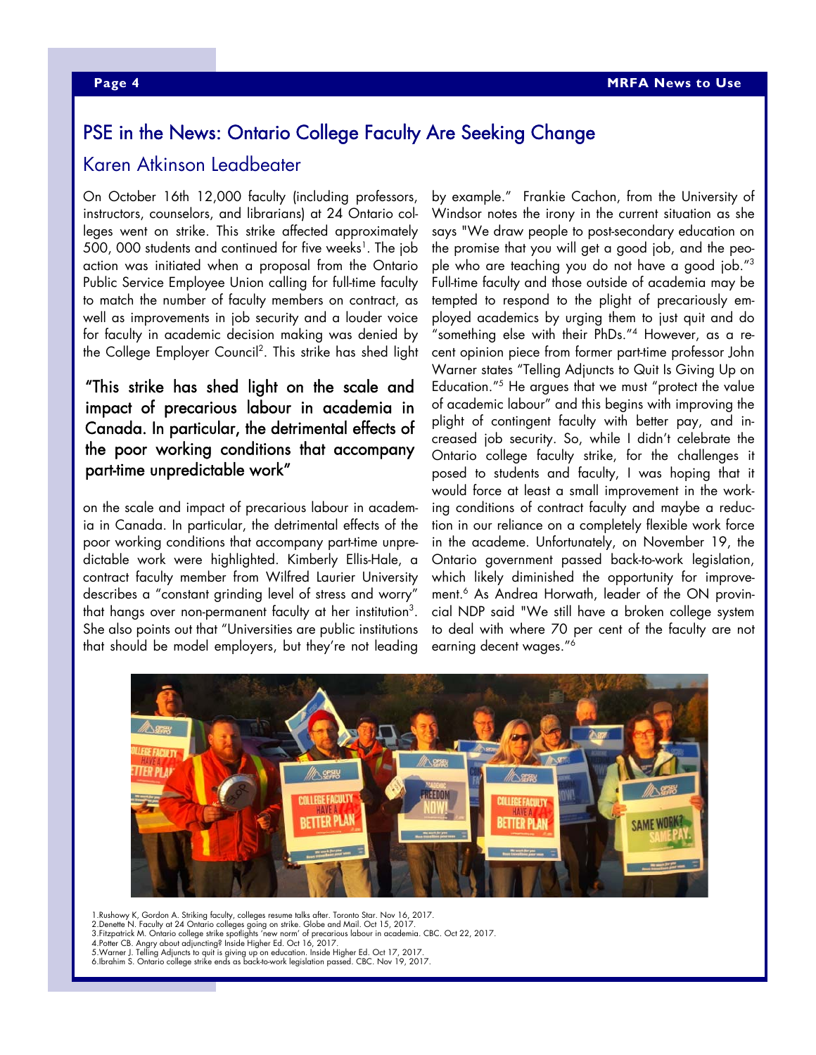## PSE in the News: Ontario College Faculty Are Seeking Change

### Karen Atkinson Leadbeater

On October 16th 12,000 faculty (including professors, instructors, counselors, and librarians) at 24 Ontario colleges went on strike. This strike affected approximately 500, 000 students and continued for five weeks[1]. The job action was initiated when a proposal from the Ontario Public Service Employee Union calling for full-time faculty to match the number of faculty members on contract, as well as improvements in job security and a louder voice for faculty in academic decision making was denied by the College Employer Council[2]. This strike has shed light on the scale and impact of precarious labour in academia in Canada. In particular, the detrimental effects of the poor working conditions that accompany part-time unpredictable work were highlighted. Kimberly Ellis-Hale, a contract faculty member from Wilfred Laurier University describes a "constant grinding level of stress and worry" that hangs over non-permanent faculty at her institution[3]. She also points out that "Universities are public institutions that should be model employers, but they're not leading by example." Frankie Cachon, from the University of Windsor notes the irony in the current situation as she says "We draw people to post-secondary education on the promise that you will get a good job, and the people who are teaching you do not have a good job."[3] Full-time faculty and those outside of academia may be tempted to respond to the plight of precariously employed academics by urging them to just quit and do "something else with their PhDs."[4] However, as a recent opinion piece from former part-time professor John Warner states "Telling Adjuncts to Quit Is Giving Up on Education."[5] He argues that we must "protect the value of academic labour" and this begins with improving the plight of contingent faculty with better pay, and increased job security. So, while I didn't celebrate the Ontario college faculty strike, for the challenges it posed to students and faculty, I was hoping that it would force at least a small improvement in the working conditions of contract faculty and maybe a reduction in our reliance on a completely flexible work force in the academe. Unfortunately, on November 19, the Ontario government passed back-to-work legislation, which likely diminished the opportunity for improvement.[6] As Andrea Horwath, leader of the ON provincial NDP said "We still have a broken college system to deal with where 70 per cent of the faculty are not earning decent wages."[6]

> "This strike has shed light on the scale and impact of precarious labour in academia in Canada. In particular, the detrimental effects of the poor working conditions that accompany part-time unpredictable work"

1. Rushowy K, Gordon A. Striking faculty, colleges resume talks after. Toronto Star. Nov 16, 2017.
2. Denette N. Faculty at 24 Ontario colleges going on strike. Globe and Mail. Oct 15, 2017.
3. Fitzpatrick M. Ontario college strike spotlights 'new norm' of precarious labour in academia. CBC. Oct 22, 2017.
4. Potter CB. Angry about adjuncting? Inside Higher Ed. Oct 16, 2017.
5. Warner J. Telling Adjuncts to quit is giving up on education. Inside Higher Ed. Oct 17, 2017.
6. Ibrahim S. Ontario college strike ends as back-to-work legislation passed. CBC. Nov 19, 2017.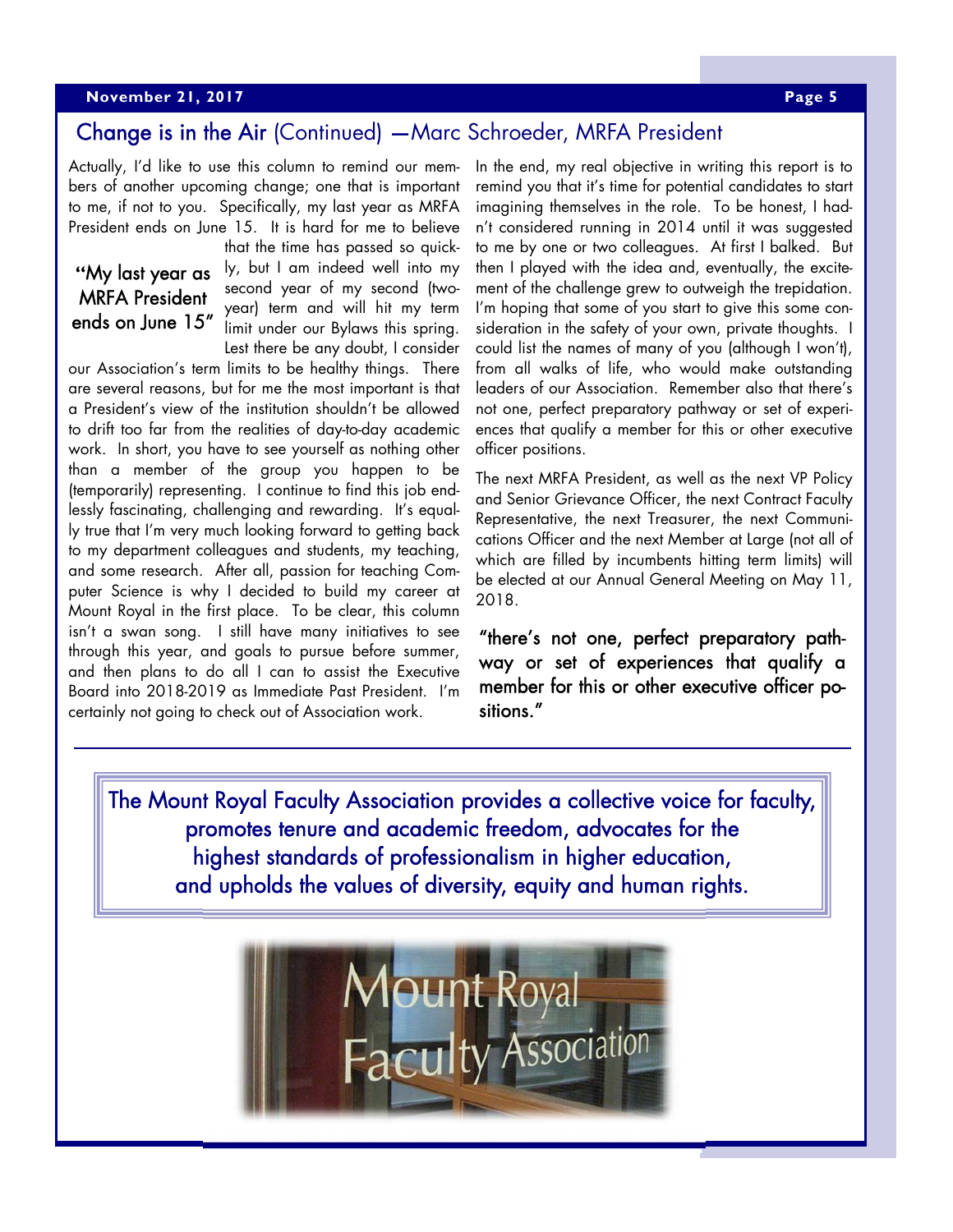## Change is in the Air (Continued) —Marc Schroeder, MRFA President

Actually, I'd like to use this column to remind our members of another upcoming change; one that is important to me, if not to you. Specifically, my last year as MRFA President ends on June 15. It is hard for me to believe that the time has passed so quickly, but I am indeed well into my second year of my second (two-year) term and will hit my term limit under our Bylaws this spring. Lest there be any doubt, I consider our Association's term limits to be healthy things. There are several reasons, but for me the most important is that a President's view of the institution shouldn't be allowed to drift too far from the realities of day-to-day academic work. In short, you have to see yourself as nothing other than a member of the group you happen to be (temporarily) representing. I continue to find this job endlessly fascinating, challenging and rewarding. It's equally true that I'm very much looking forward to getting back to my department colleagues and students, my teaching, and some research. After all, passion for teaching Computer Science is why I decided to build my career at Mount Royal in the first place. To be clear, this column isn't a swan song. I still have many initiatives to see through this year, and goals to pursue before summer, and then plans to do all I can to assist the Executive Board into 2018-2019 as Immediate Past President. I'm certainly not going to check out of Association work.

> "My last year as MRFA President ends on June 15"

In the end, my real objective in writing this report is to remind you that it's time for potential candidates to start imagining themselves in the role. To be honest, I hadn't considered running in 2014 until it was suggested to me by one or two colleagues. At first I balked. But then I played with the idea and, eventually, the excitement of the challenge grew to outweigh the trepidation. I'm hoping that some of you start to give this some consideration in the safety of your own, private thoughts. I could list the names of many of you (although I won't), from all walks of life, who would make outstanding leaders of our Association. Remember also that there's not one, perfect preparatory pathway or set of experiences that qualify a member for this or other executive officer positions.

The next MRFA President, as well as the next VP Policy and Senior Grievance Officer, the next Contract Faculty Representative, the next Treasurer, the next Communications Officer and the next Member at Large (not all of which are filled by incumbents hitting term limits) will be elected at our Annual General Meeting on May 11, 2018.

> "there's not one, perfect preparatory pathway or set of experiences that qualify a member for this or other executive officer positions."

---

**The Mount Royal Faculty Association provides a collective voice for faculty, promotes tenure and academic freedom, advocates for the highest standards of professionalism in higher education, and upholds the values of diversity, equity and human rights.**

Mount Royal Faculty Association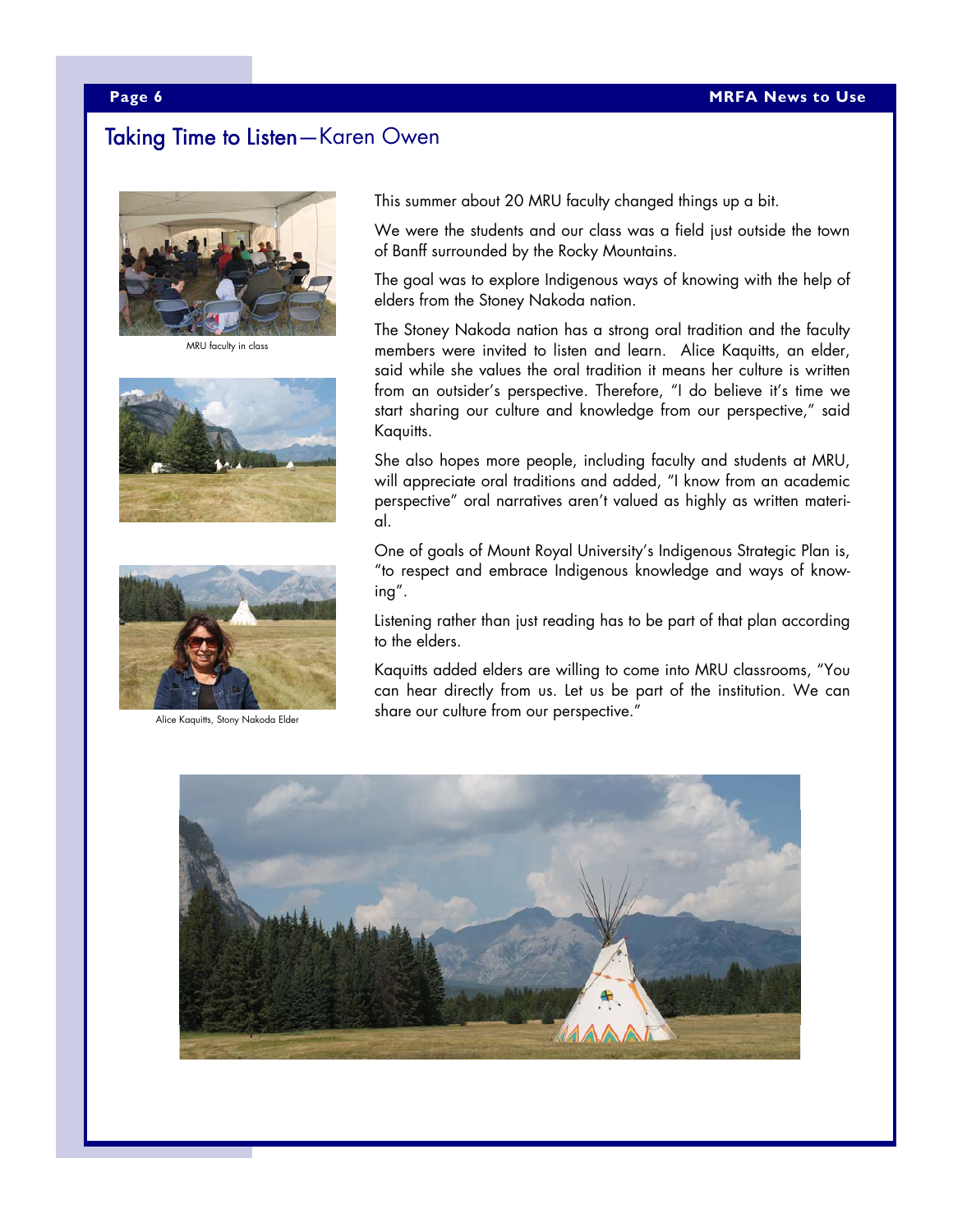## Taking Time to Listen—Karen Owen

MRU faculty in class

Alice Kaquitts, Stony Nakoda Elder

This summer about 20 MRU faculty changed things up a bit.

We were the students and our class was a field just outside the town of Banff surrounded by the Rocky Mountains.

The goal was to explore Indigenous ways of knowing with the help of elders from the Stoney Nakoda nation.

The Stoney Nakoda nation has a strong oral tradition and the faculty members were invited to listen and learn. Alice Kaquitts, an elder, said while she values the oral tradition it means her culture is written from an outsider's perspective. Therefore, "I do believe it's time we start sharing our culture and knowledge from our perspective," said Kaquitts.

She also hopes more people, including faculty and students at MRU, will appreciate oral traditions and added, "I know from an academic perspective" oral narratives aren't valued as highly as written material.

One of goals of Mount Royal University's Indigenous Strategic Plan is, "to respect and embrace Indigenous knowledge and ways of knowing".

Listening rather than just reading has to be part of that plan according to the elders.

Kaquitts added elders are willing to come into MRU classrooms, "You can hear directly from us. Let us be part of the institution. We can share our culture from our perspective."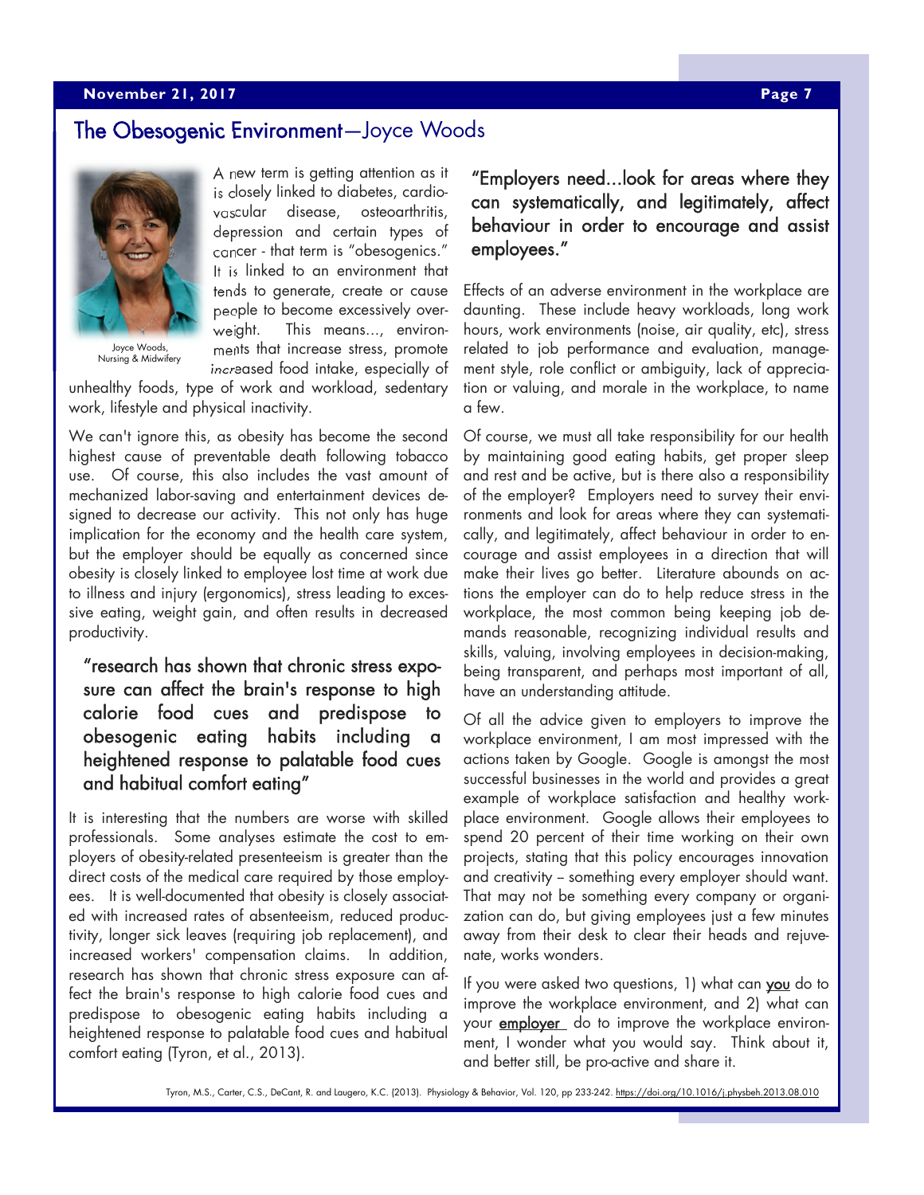## The Obesogenic Environment—Joyce Woods

Joyce Woods, Nursing & Midwifery

A new term is getting attention as it is closely linked to diabetes, cardiovascular disease, osteoarthritis, depression and certain types of cancer - that term is "obesogenics." It is linked to an environment that tends to generate, create or cause people to become excessively overweight. This means..., environments that increase stress, promote increased food intake, especially of unhealthy foods, type of work and workload, sedentary work, lifestyle and physical inactivity.

We can't ignore this, as obesity has become the second highest cause of preventable death following tobacco use. Of course, this also includes the vast amount of mechanized labor-saving and entertainment devices designed to decrease our activity. This not only has huge implication for the economy and the health care system, but the employer should be equally as concerned since obesity is closely linked to employee lost time at work due to illness and injury (ergonomics), stress leading to excessive eating, weight gain, and often results in decreased productivity.

> "research has shown that chronic stress exposure can affect the brain's response to high calorie food cues and predispose to obesogenic eating habits including a heightened response to palatable food cues and habitual comfort eating"

It is interesting that the numbers are worse with skilled professionals. Some analyses estimate the cost to employers of obesity-related presenteeism is greater than the direct costs of the medical care required by those employees. It is well-documented that obesity is closely associated with increased rates of absenteeism, reduced productivity, longer sick leaves (requiring job replacement), and increased workers' compensation claims. In addition, research has shown that chronic stress exposure can affect the brain's response to high calorie food cues and predispose to obesogenic eating habits including a heightened response to palatable food cues and habitual comfort eating (Tyron, et al., 2013).

> "Employers need...look for areas where they can systematically, and legitimately, affect behaviour in order to encourage and assist employees."

Effects of an adverse environment in the workplace are daunting. These include heavy workloads, long work hours, work environments (noise, air quality, etc), stress related to job performance and evaluation, management style, role conflict or ambiguity, lack of appreciation or valuing, and morale in the workplace, to name a few.

Of course, we must all take responsibility for our health by maintaining good eating habits, get proper sleep and rest and be active, but is there also a responsibility of the employer? Employers need to survey their environments and look for areas where they can systematically, and legitimately, affect behaviour in order to encourage and assist employees in a direction that will make their lives go better. Literature abounds on actions the employer can do to help reduce stress in the workplace, the most common being keeping job demands reasonable, recognizing individual results and skills, valuing, involving employees in decision-making, being transparent, and perhaps most important of all, have an understanding attitude.

Of all the advice given to employers to improve the workplace environment, I am most impressed with the actions taken by Google. Google is amongst the most successful businesses in the world and provides a great example of workplace satisfaction and healthy workplace environment. Google allows their employees to spend 20 percent of their time working on their own projects, stating that this policy encourages innovation and creativity – something every employer should want. That may not be something every company or organization can do, but giving employees just a few minutes away from their desk to clear their heads and rejuvenate, works wonders.

If you were asked two questions, 1) what can **you** do to improve the workplace environment, and 2) what can your **employer** do to improve the workplace environment, I wonder what you would say. Think about it, and better still, be pro-active and share it.

Tyron, M.S., Carter, C.S., DeCant, R. and Laugero, K.C. (2013). Physiology & Behavior, Vol. 120, pp 233-242. https://doi.org/10.1016/j.physbeh.2013.08.010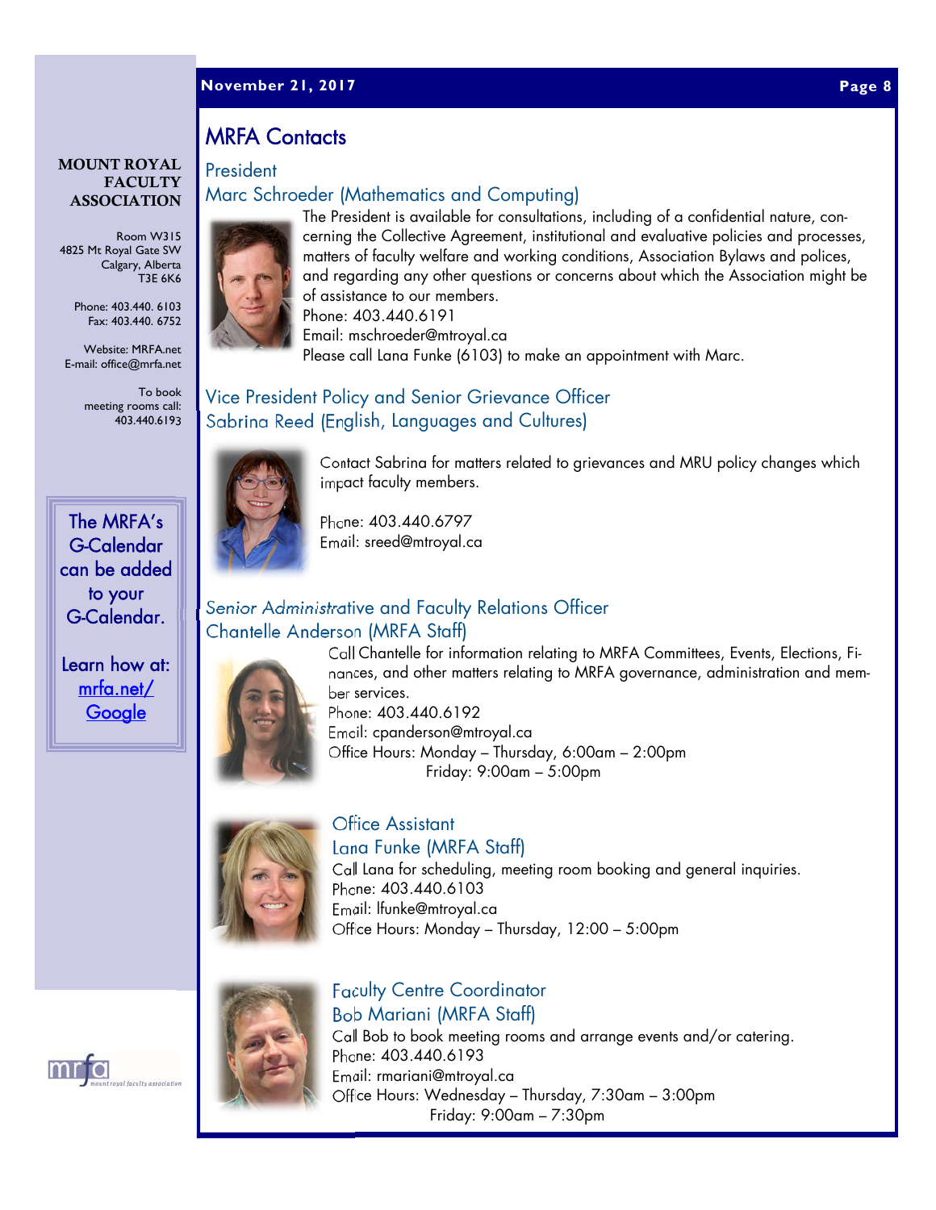## MRFA Contacts

### President
### Marc Schroeder (Mathematics and Computing)

The President is available for consultations, including of a confidential nature, concerning the Collective Agreement, institutional and evaluative policies and processes, matters of faculty welfare and working conditions, Association Bylaws and polices, and regarding any other questions or concerns about which the Association might be of assistance to our members.
Phone: 403.440.6191
Email: mschroeder@mtroyal.ca
Please call Lana Funke (6103) to make an appointment with Marc.

### Vice President Policy and Senior Grievance Officer
### Sabrina Reed (English, Languages and Cultures)

Contact Sabrina for matters related to grievances and MRU policy changes which impact faculty members.

Phone: 403.440.6797
Email: sreed@mtroyal.ca

### *Senior Administrative and Faculty Relations Officer*
### Chantelle Anderson (MRFA Staff)

Call Chantelle for information relating to MRFA Committees, Events, Elections, Finances, and other matters relating to MRFA governance, administration and member services.
Phone: 403.440.6192
Email: cpanderson@mtroyal.ca
Office Hours: Monday – Thursday, 6:00am – 2:00pm
Friday: 9:00am – 5:00pm

### Office Assistant
### Lana Funke (MRFA Staff)

Call Lana for scheduling, meeting room booking and general inquiries.
Phone: 403.440.6103
Email: lfunke@mtroyal.ca
Office Hours: Monday – Thursday, 12:00 – 5:00pm

### Faculty Centre Coordinator
### Bob Mariani (MRFA Staff)

Call Bob to book meeting rooms and arrange events and/or catering.
Phone: 403.440.6193
Email: rmariani@mtroyal.ca
Office Hours: Wednesday – Thursday, 7:30am – 3:00pm
Friday: 9:00am – 7:30pm

**MOUNT ROYAL FACULTY ASSOCIATION**

Room W315
4825 Mt Royal Gate SW
Calgary, Alberta
T3E 6K6

Phone: 403.440. 6103
Fax: 403.440. 6752

Website: MRFA.net
E-mail: office@mrfa.net

To book meeting rooms call: 403.440.6193

The MRFA's G-Calendar can be added to your G-Calendar.

Learn how at: mrfa.net/Google

mrfa mount royal faculty association